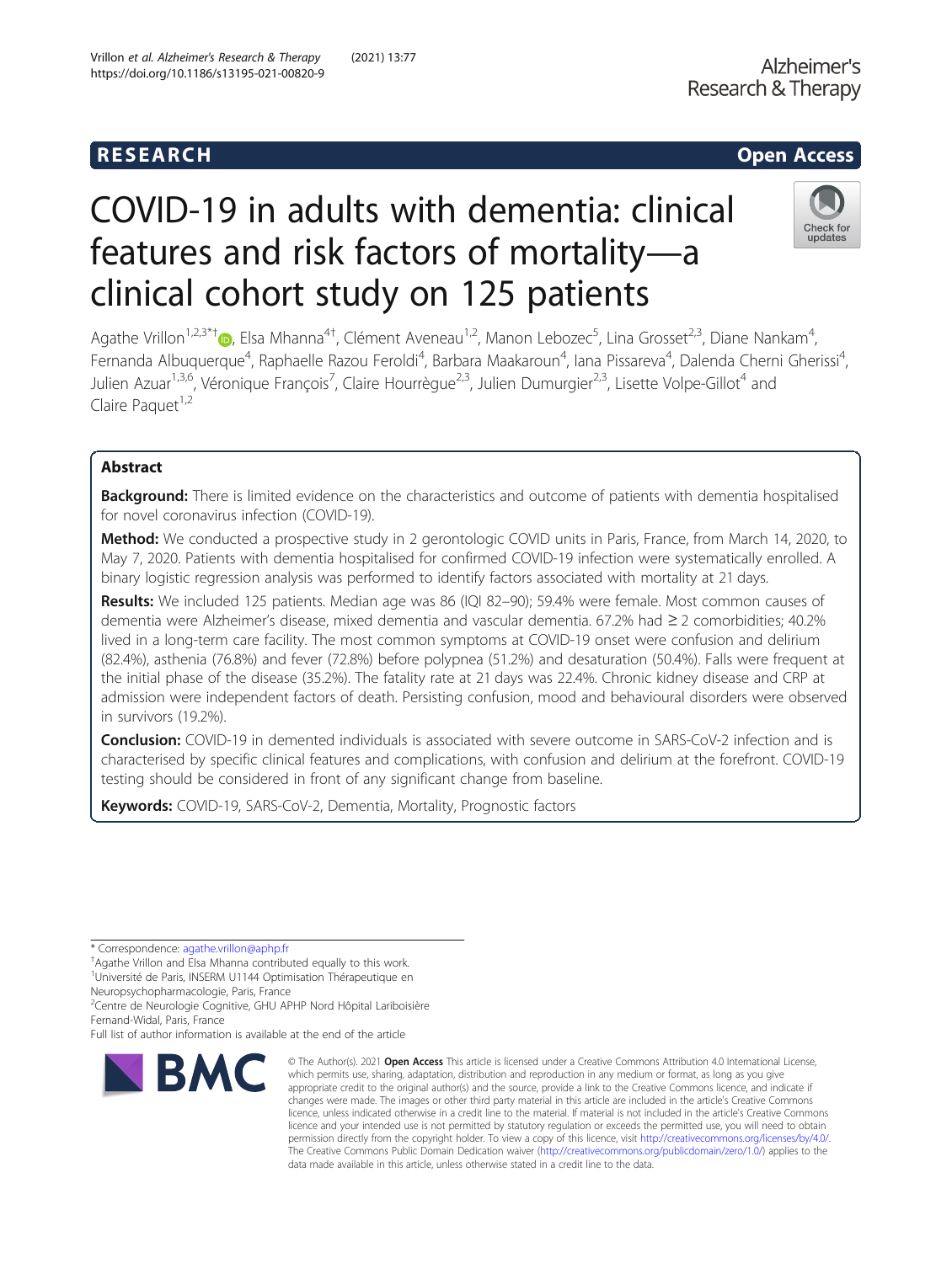RESEARCH Open Access

# COVID-19 in adults with dementia: clinical features and risk factors of mortality—a clinical cohort study on 125 patients

Agathe Vrillon[1,2,3*†], Elsa Mhanna[4†], Clément Aveneau[1,2], Manon Lebozec[5], Lina Grosset[2,3], Diane Nankam[4], Fernanda Albuquerque[4], Raphaelle Razou Feroldi[4], Barbara Maakaroun[4], Iana Pissareva[4], Dalenda Cherni Gherissi[4], Julien Azuar[1,3,6], Véronique François[7], Claire Hourrègue[2,3], Julien Dumurgier[2,3], Lisette Volpe-Gillot[4] and Claire Paquet[1,2]

## Abstract

**Background:** There is limited evidence on the characteristics and outcome of patients with dementia hospitalised for novel coronavirus infection (COVID-19).

**Method:** We conducted a prospective study in 2 gerontologic COVID units in Paris, France, from March 14, 2020, to May 7, 2020. Patients with dementia hospitalised for confirmed COVID-19 infection were systematically enrolled. A binary logistic regression analysis was performed to identify factors associated with mortality at 21 days.

**Results:** We included 125 patients. Median age was 86 (IQI 82–90); 59.4% were female. Most common causes of dementia were Alzheimer's disease, mixed dementia and vascular dementia. 67.2% had ≥ 2 comorbidities; 40.2% lived in a long-term care facility. The most common symptoms at COVID-19 onset were confusion and delirium (82.4%), asthenia (76.8%) and fever (72.8%) before polypnea (51.2%) and desaturation (50.4%). Falls were frequent at the initial phase of the disease (35.2%). The fatality rate at 21 days was 22.4%. Chronic kidney disease and CRP at admission were independent factors of death. Persisting confusion, mood and behavioural disorders were observed in survivors (19.2%).

**Conclusion:** COVID-19 in demented individuals is associated with severe outcome in SARS-CoV-2 infection and is characterised by specific clinical features and complications, with confusion and delirium at the forefront. COVID-19 testing should be considered in front of any significant change from baseline.

**Keywords:** COVID-19, SARS-CoV-2, Dementia, Mortality, Prognostic factors

---

* Correspondence: agathe.vrillon@aphp.fr

†Agathe Vrillon and Elsa Mhanna contributed equally to this work.

[1]Université de Paris, INSERM U1144 Optimisation Thérapeutique en Neuropsychopharmacologie, Paris, France

[2]Centre de Neurologie Cognitive, GHU APHP Nord Hôpital Lariboisière Fernand-Widal, Paris, France

Full list of author information is available at the end of the article

© The Author(s). 2021 **Open Access** This article is licensed under a Creative Commons Attribution 4.0 International License, which permits use, sharing, adaptation, distribution and reproduction in any medium or format, as long as you give appropriate credit to the original author(s) and the source, provide a link to the Creative Commons licence, and indicate if changes were made. The images or other third party material in this article are included in the article's Creative Commons licence, unless indicated otherwise in a credit line to the material. If material is not included in the article's Creative Commons licence and your intended use is not permitted by statutory regulation or exceeds the permitted use, you will need to obtain permission directly from the copyright holder. To view a copy of this licence, visit http://creativecommons.org/licenses/by/4.0/. The Creative Commons Public Domain Dedication waiver (http://creativecommons.org/publicdomain/zero/1.0/) applies to the data made available in this article, unless otherwise stated in a credit line to the data.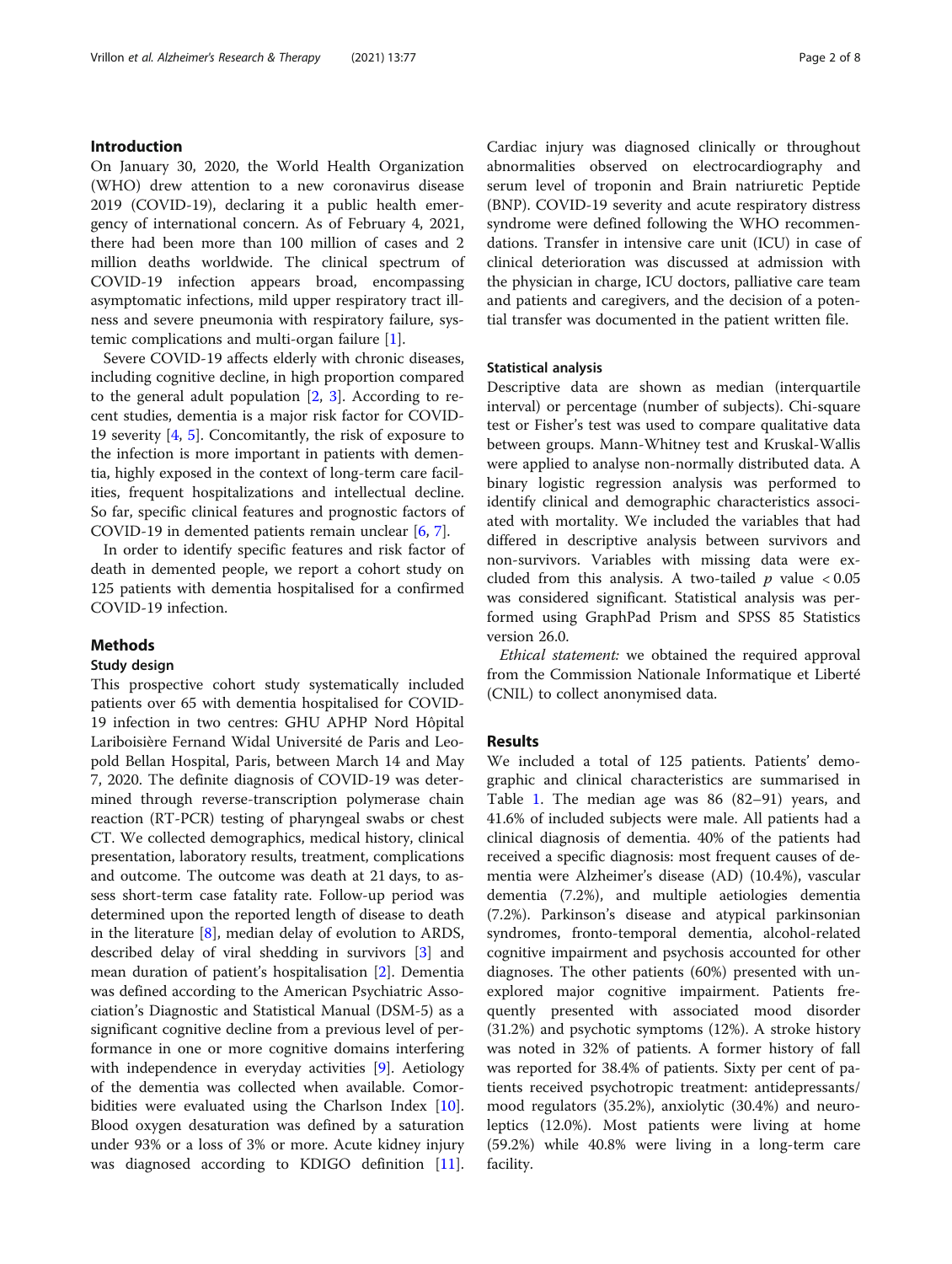## Introduction

On January 30, 2020, the World Health Organization (WHO) drew attention to a new coronavirus disease 2019 (COVID-19), declaring it a public health emergency of international concern. As of February 4, 2021, there had been more than 100 million of cases and 2 million deaths worldwide. The clinical spectrum of COVID-19 infection appears broad, encompassing asymptomatic infections, mild upper respiratory tract illness and severe pneumonia with respiratory failure, systemic complications and multi-organ failure [1].

Severe COVID-19 affects elderly with chronic diseases, including cognitive decline, in high proportion compared to the general adult population [2, 3]. According to recent studies, dementia is a major risk factor for COVID-19 severity [4, 5]. Concomitantly, the risk of exposure to the infection is more important in patients with dementia, highly exposed in the context of long-term care facilities, frequent hospitalizations and intellectual decline. So far, specific clinical features and prognostic factors of COVID-19 in demented patients remain unclear [6, 7].

In order to identify specific features and risk factor of death in demented people, we report a cohort study on 125 patients with dementia hospitalised for a confirmed COVID-19 infection.

## Methods

### Study design

This prospective cohort study systematically included patients over 65 with dementia hospitalised for COVID-19 infection in two centres: GHU APHP Nord Hôpital Lariboisière Fernand Widal Université de Paris and Leopold Bellan Hospital, Paris, between March 14 and May 7, 2020. The definite diagnosis of COVID-19 was determined through reverse-transcription polymerase chain reaction (RT-PCR) testing of pharyngeal swabs or chest CT. We collected demographics, medical history, clinical presentation, laboratory results, treatment, complications and outcome. The outcome was death at 21 days, to assess short-term case fatality rate. Follow-up period was determined upon the reported length of disease to death in the literature [8], median delay of evolution to ARDS, described delay of viral shedding in survivors [3] and mean duration of patient's hospitalisation [2]. Dementia was defined according to the American Psychiatric Association's Diagnostic and Statistical Manual (DSM-5) as a significant cognitive decline from a previous level of performance in one or more cognitive domains interfering with independence in everyday activities [9]. Aetiology of the dementia was collected when available. Comorbidities were evaluated using the Charlson Index [10]. Blood oxygen desaturation was defined by a saturation under 93% or a loss of 3% or more. Acute kidney injury was diagnosed according to KDIGO definition [11]. Cardiac injury was diagnosed clinically or throughout abnormalities observed on electrocardiography and serum level of troponin and Brain natriuretic Peptide (BNP). COVID-19 severity and acute respiratory distress syndrome were defined following the WHO recommendations. Transfer in intensive care unit (ICU) in case of clinical deterioration was discussed at admission with the physician in charge, ICU doctors, palliative care team and patients and caregivers, and the decision of a potential transfer was documented in the patient written file.

### Statistical analysis

Descriptive data are shown as median (interquartile interval) or percentage (number of subjects). Chi-square test or Fisher's test was used to compare qualitative data between groups. Mann-Whitney test and Kruskal-Wallis were applied to analyse non-normally distributed data. A binary logistic regression analysis was performed to identify clinical and demographic characteristics associated with mortality. We included the variables that had differed in descriptive analysis between survivors and non-survivors. Variables with missing data were excluded from this analysis. A two-tailed $p$ value $< 0.05$ was considered significant. Statistical analysis was performed using GraphPad Prism and SPSS 85 Statistics version 26.0.

*Ethical statement:* we obtained the required approval from the Commission Nationale Informatique et Liberté (CNIL) to collect anonymised data.

## Results

We included a total of 125 patients. Patients' demographic and clinical characteristics are summarised in Table 1. The median age was 86 (82–91) years, and 41.6% of included subjects were male. All patients had a clinical diagnosis of dementia. 40% of the patients had received a specific diagnosis: most frequent causes of dementia were Alzheimer's disease (AD) (10.4%), vascular dementia (7.2%), and multiple aetiologies dementia (7.2%). Parkinson's disease and atypical parkinsonian syndromes, fronto-temporal dementia, alcohol-related cognitive impairment and psychosis accounted for other diagnoses. The other patients (60%) presented with unexplored major cognitive impairment. Patients frequently presented with associated mood disorder (31.2%) and psychotic symptoms (12%). A stroke history was noted in 32% of patients. A former history of fall was reported for 38.4% of patients. Sixty per cent of patients received psychotropic treatment: antidepressants/mood regulators (35.2%), anxiolytic (30.4%) and neuroleptics (12.0%). Most patients were living at home (59.2%) while 40.8% were living in a long-term care facility.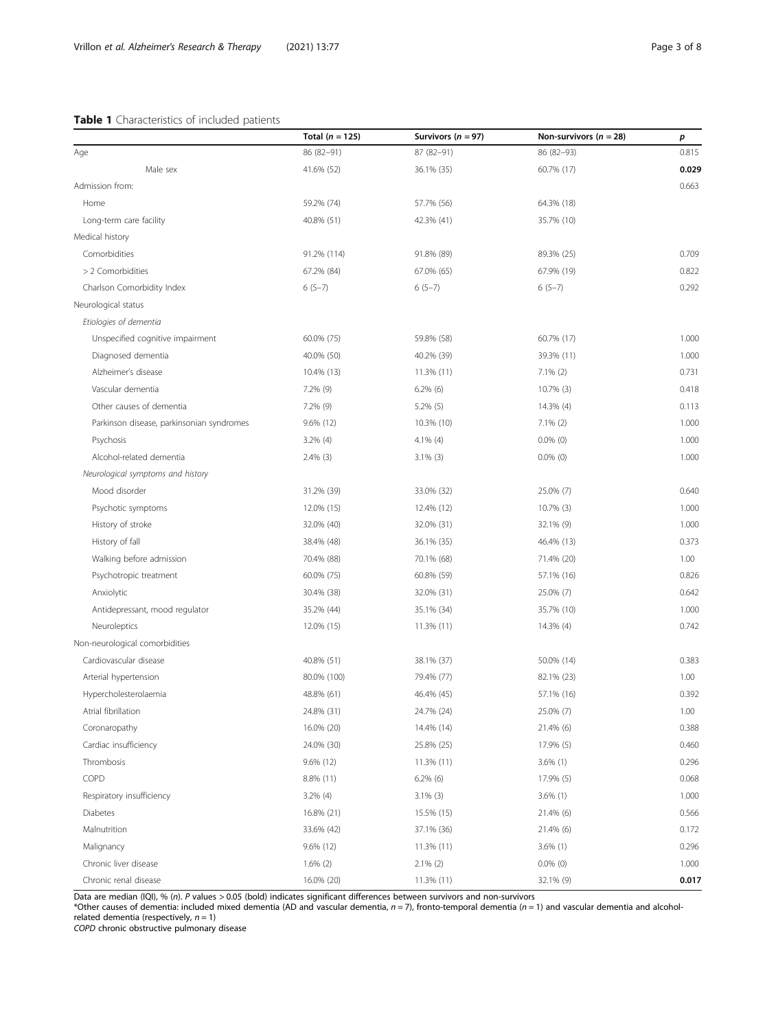**Table 1** Characteristics of included patients

| | Total (*n* = 125) | Survivors (*n* = 97) | Non-survivors (*n* = 28) | *p* |
|---|---|---|---|---|
| Age | 86 (82–91) | 87 (82–91) | 86 (82–93) | 0.815 |
| Male sex | 41.6% (52) | 36.1% (35) | 60.7% (17) | **0.029** |
| Admission from: | | | | 0.663 |
| Home | 59.2% (74) | 57.7% (56) | 64.3% (18) | |
| Long-term care facility | 40.8% (51) | 42.3% (41) | 35.7% (10) | |
| Medical history | | | | |
| Comorbidities | 91.2% (114) | 91.8% (89) | 89.3% (25) | 0.709 |
| > 2 Comorbidities | 67.2% (84) | 67.0% (65) | 67.9% (19) | 0.822 |
| Charlson Comorbidity Index | 6 (5–7) | 6 (5–7) | 6 (5–7) | 0.292 |
| Neurological status | | | | |
| *Etiologies of dementia* | | | | |
| Unspecified cognitive impairment | 60.0% (75) | 59.8% (58) | 60.7% (17) | 1.000 |
| Diagnosed dementia | 40.0% (50) | 40.2% (39) | 39.3% (11) | 1.000 |
| Alzheimer's disease | 10.4% (13) | 11.3% (11) | 7.1% (2) | 0.731 |
| Vascular dementia | 7.2% (9) | 6.2% (6) | 10.7% (3) | 0.418 |
| Other causes of dementia | 7.2% (9) | 5.2% (5) | 14.3% (4) | 0.113 |
| Parkinson disease, parkinsonian syndromes | 9.6% (12) | 10.3% (10) | 7.1% (2) | 1.000 |
| Psychosis | 3.2% (4) | 4.1% (4) | 0.0% (0) | 1.000 |
| Alcohol-related dementia | 2.4% (3) | 3.1% (3) | 0.0% (0) | 1.000 |
| *Neurological symptoms and history* | | | | |
| Mood disorder | 31.2% (39) | 33.0% (32) | 25.0% (7) | 0.640 |
| Psychotic symptoms | 12.0% (15) | 12.4% (12) | 10.7% (3) | 1.000 |
| History of stroke | 32.0% (40) | 32.0% (31) | 32.1% (9) | 1.000 |
| History of fall | 38.4% (48) | 36.1% (35) | 46.4% (13) | 0.373 |
| Walking before admission | 70.4% (88) | 70.1% (68) | 71.4% (20) | 1.00 |
| Psychotropic treatment | 60.0% (75) | 60.8% (59) | 57.1% (16) | 0.826 |
| Anxiolytic | 30.4% (38) | 32.0% (31) | 25.0% (7) | 0.642 |
| Antidepressant, mood regulator | 35.2% (44) | 35.1% (34) | 35.7% (10) | 1.000 |
| Neuroleptics | 12.0% (15) | 11.3% (11) | 14.3% (4) | 0.742 |
| Non-neurological comorbidities | | | | |
| Cardiovascular disease | 40.8% (51) | 38.1% (37) | 50.0% (14) | 0.383 |
| Arterial hypertension | 80.0% (100) | 79.4% (77) | 82.1% (23) | 1.00 |
| Hypercholesterolaemia | 48.8% (61) | 46.4% (45) | 57.1% (16) | 0.392 |
| Atrial fibrillation | 24.8% (31) | 24.7% (24) | 25.0% (7) | 1.00 |
| Coronaropathy | 16.0% (20) | 14.4% (14) | 21.4% (6) | 0.388 |
| Cardiac insufficiency | 24.0% (30) | 25.8% (25) | 17.9% (5) | 0.460 |
| Thrombosis | 9.6% (12) | 11.3% (11) | 3.6% (1) | 0.296 |
| COPD | 8.8% (11) | 6.2% (6) | 17.9% (5) | 0.068 |
| Respiratory insufficiency | 3.2% (4) | 3.1% (3) | 3.6% (1) | 1.000 |
| Diabetes | 16.8% (21) | 15.5% (15) | 21.4% (6) | 0.566 |
| Malnutrition | 33.6% (42) | 37.1% (36) | 21.4% (6) | 0.172 |
| Malignancy | 9.6% (12) | 11.3% (11) | 3.6% (1) | 0.296 |
| Chronic liver disease | 1.6% (2) | 2.1% (2) | 0.0% (0) | 1.000 |
| Chronic renal disease | 16.0% (20) | 11.3% (11) | 32.1% (9) | **0.017** |

Data are median (IQI), % (*n*). *P* values > 0.05 (bold) indicates significant differences between survivors and non-survivors

*Other causes of dementia: included mixed dementia (AD and vascular dementia, *n* = 7), fronto-temporal dementia (*n* = 1) and vascular dementia and alcohol-related dementia (respectively, *n* = 1)

*COPD* chronic obstructive pulmonary disease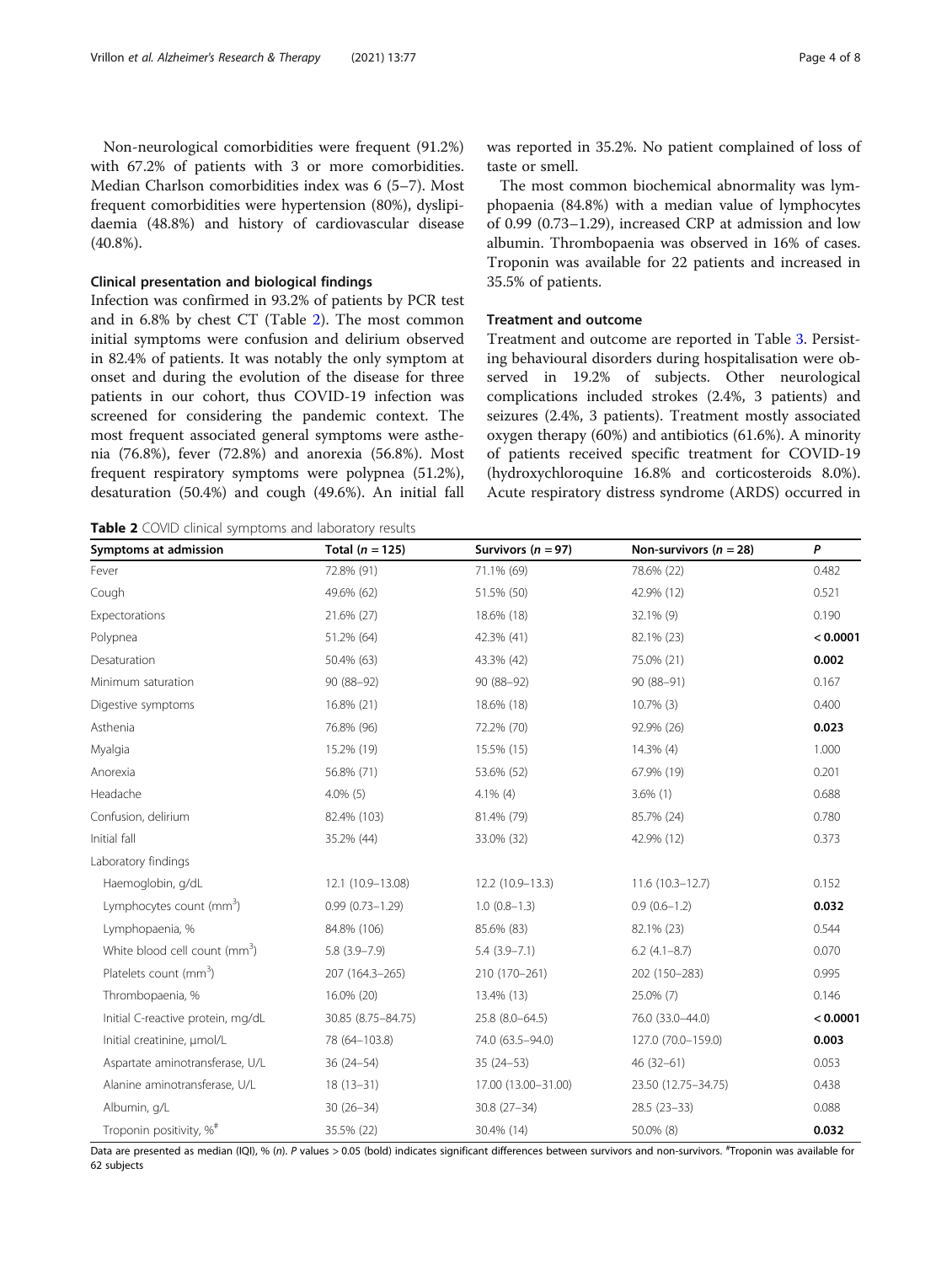Non-neurological comorbidities were frequent (91.2%) with 67.2% of patients with 3 or more comorbidities. Median Charlson comorbidities index was 6 (5–7). Most frequent comorbidities were hypertension (80%), dyslipidaemia (48.8%) and history of cardiovascular disease (40.8%).

### Clinical presentation and biological findings

Infection was confirmed in 93.2% of patients by PCR test and in 6.8% by chest CT (Table 2). The most common initial symptoms were confusion and delirium observed in 82.4% of patients. It was notably the only symptom at onset and during the evolution of the disease for three patients in our cohort, thus COVID-19 infection was screened for considering the pandemic context. The most frequent associated general symptoms were asthenia (76.8%), fever (72.8%) and anorexia (56.8%). Most frequent respiratory symptoms were polypnea (51.2%), desaturation (50.4%) and cough (49.6%). An initial fall was reported in 35.2%. No patient complained of loss of taste or smell.

The most common biochemical abnormality was lymphopaenia (84.8%) with a median value of lymphocytes of 0.99 (0.73–1.29), increased CRP at admission and low albumin. Thrombopaenia was observed in 16% of cases. Troponin was available for 22 patients and increased in 35.5% of patients.

### Treatment and outcome

Treatment and outcome are reported in Table 3. Persisting behavioural disorders during hospitalisation were observed in 19.2% of subjects. Other neurological complications included strokes (2.4%, 3 patients) and seizures (2.4%, 3 patients). Treatment mostly associated oxygen therapy (60%) and antibiotics (61.6%). A minority of patients received specific treatment for COVID-19 (hydroxychloroquine 16.8% and corticosteroids 8.0%). Acute respiratory distress syndrome (ARDS) occurred in

**Table 2** COVID clinical symptoms and laboratory results

| Symptoms at admission | Total ($n$ = 125) | Survivors ($n$ = 97) | Non-survivors ($n$ = 28) | $P$ |
|---|---|---|---|---|
| Fever | 72.8% (91) | 71.1% (69) | 78.6% (22) | 0.482 |
| Cough | 49.6% (62) | 51.5% (50) | 42.9% (12) | 0.521 |
| Expectorations | 21.6% (27) | 18.6% (18) | 32.1% (9) | 0.190 |
| Polypnea | 51.2% (64) | 42.3% (41) | 82.1% (23) | **< 0.0001** |
| Desaturation | 50.4% (63) | 43.3% (42) | 75.0% (21) | **0.002** |
| Minimum saturation | 90 (88–92) | 90 (88–92) | 90 (88–91) | 0.167 |
| Digestive symptoms | 16.8% (21) | 18.6% (18) | 10.7% (3) | 0.400 |
| Asthenia | 76.8% (96) | 72.2% (70) | 92.9% (26) | **0.023** |
| Myalgia | 15.2% (19) | 15.5% (15) | 14.3% (4) | 1.000 |
| Anorexia | 56.8% (71) | 53.6% (52) | 67.9% (19) | 0.201 |
| Headache | 4.0% (5) | 4.1% (4) | 3.6% (1) | 0.688 |
| Confusion, delirium | 82.4% (103) | 81.4% (79) | 85.7% (24) | 0.780 |
| Initial fall | 35.2% (44) | 33.0% (32) | 42.9% (12) | 0.373 |
| Laboratory findings | | | | |
| Haemoglobin, g/dL | 12.1 (10.9–13.08) | 12.2 (10.9–13.3) | 11.6 (10.3–12.7) | 0.152 |
| Lymphocytes count (mm$^3$) | 0.99 (0.73–1.29) | 1.0 (0.8–1.3) | 0.9 (0.6–1.2) | **0.032** |
| Lymphopaenia, % | 84.8% (106) | 85.6% (83) | 82.1% (23) | 0.544 |
| White blood cell count (mm$^3$) | 5.8 (3.9–7.9) | 5.4 (3.9–7.1) | 6.2 (4.1–8.7) | 0.070 |
| Platelets count (mm$^3$) | 207 (164.3–265) | 210 (170–261) | 202 (150–283) | 0.995 |
| Thrombopaenia, % | 16.0% (20) | 13.4% (13) | 25.0% (7) | 0.146 |
| Initial C-reactive protein, mg/dL | 30.85 (8.75–84.75) | 25.8 (8.0–64.5) | 76.0 (33.0–44.0) | **< 0.0001** |
| Initial creatinine, µmol/L | 78 (64–103.8) | 74.0 (63.5–94.0) | 127.0 (70.0–159.0) | **0.003** |
| Aspartate aminotransferase, U/L | 36 (24–54) | 35 (24–53) | 46 (32–61) | 0.053 |
| Alanine aminotransferase, U/L | 18 (13–31) | 17.00 (13.00–31.00) | 23.50 (12.75–34.75) | 0.438 |
| Albumin, g/L | 30 (26–34) | 30.8 (27–34) | 28.5 (23–33) | 0.088 |
| Troponin positivity, %[#] | 35.5% (22) | 30.4% (14) | 50.0% (8) | **0.032** |

Data are presented as median (IQI), % ($n$). $P$ values > 0.05 (bold) indicates significant differences between survivors and non-survivors. [#]Troponin was available for 62 subjects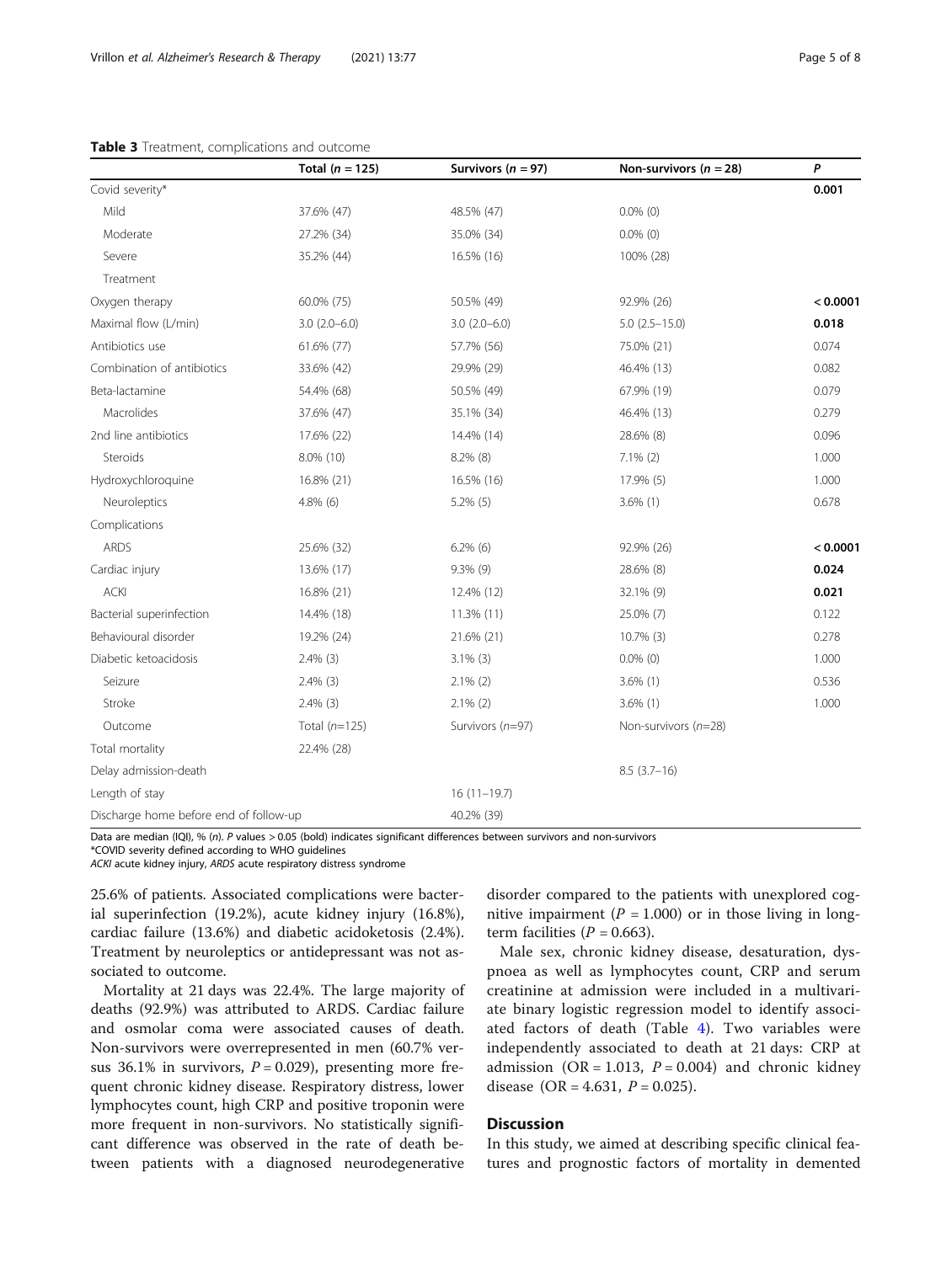**Table 3** Treatment, complications and outcome

| | Total ($n$ = 125) | Survivors ($n$ = 97) | Non-survivors ($n$ = 28) | *P* |
|---|---|---|---|---|
| Covid severity* | | | | **0.001** |
| Mild | 37.6% (47) | 48.5% (47) | 0.0% (0) | |
| Moderate | 27.2% (34) | 35.0% (34) | 0.0% (0) | |
| Severe | 35.2% (44) | 16.5% (16) | 100% (28) | |
| Treatment | | | | |
| Oxygen therapy | 60.0% (75) | 50.5% (49) | 92.9% (26) | **< 0.0001** |
| Maximal flow (L/min) | 3.0 (2.0–6.0) | 3.0 (2.0–6.0) | 5.0 (2.5–15.0) | **0.018** |
| Antibiotics use | 61.6% (77) | 57.7% (56) | 75.0% (21) | 0.074 |
| Combination of antibiotics | 33.6% (42) | 29.9% (29) | 46.4% (13) | 0.082 |
| Beta-lactamine | 54.4% (68) | 50.5% (49) | 67.9% (19) | 0.079 |
| Macrolides | 37.6% (47) | 35.1% (34) | 46.4% (13) | 0.279 |
| 2nd line antibiotics | 17.6% (22) | 14.4% (14) | 28.6% (8) | 0.096 |
| Steroids | 8.0% (10) | 8.2% (8) | 7.1% (2) | 1.000 |
| Hydroxychloroquine | 16.8% (21) | 16.5% (16) | 17.9% (5) | 1.000 |
| Neuroleptics | 4.8% (6) | 5.2% (5) | 3.6% (1) | 0.678 |
| Complications | | | | |
| ARDS | 25.6% (32) | 6.2% (6) | 92.9% (26) | **< 0.0001** |
| Cardiac injury | 13.6% (17) | 9.3% (9) | 28.6% (8) | **0.024** |
| ACKI | 16.8% (21) | 12.4% (12) | 32.1% (9) | **0.021** |
| Bacterial superinfection | 14.4% (18) | 11.3% (11) | 25.0% (7) | 0.122 |
| Behavioural disorder | 19.2% (24) | 21.6% (21) | 10.7% (3) | 0.278 |
| Diabetic ketoacidosis | 2.4% (3) | 3.1% (3) | 0.0% (0) | 1.000 |
| Seizure | 2.4% (3) | 2.1% (2) | 3.6% (1) | 0.536 |
| Stroke | 2.4% (3) | 2.1% (2) | 3.6% (1) | 1.000 |
| Outcome | Total ($n$=125) | Survivors ($n$=97) | Non-survivors ($n$=28) | |
| Total mortality | 22.4% (28) | | | |
| Delay admission-death | | | 8.5 (3.7–16) | |
| Length of stay | | 16 (11–19.7) | | |
| Discharge home before end of follow-up | | 40.2% (39) | | |

Data are median (IQI), % (*n*). *P* values > 0.05 (bold) indicates significant differences between survivors and non-survivors
*COVID severity defined according to WHO guidelines
*ACKI* acute kidney injury, *ARDS* acute respiratory distress syndrome

25.6% of patients. Associated complications were bacterial superinfection (19.2%), acute kidney injury (16.8%), cardiac failure (13.6%) and diabetic acidoketosis (2.4%). Treatment by neuroleptics or antidepressant was not associated to outcome.

Mortality at 21 days was 22.4%. The large majority of deaths (92.9%) was attributed to ARDS. Cardiac failure and osmolar coma were associated causes of death. Non-survivors were overrepresented in men (60.7% versus 36.1% in survivors, $P = 0.029$), presenting more frequent chronic kidney disease. Respiratory distress, lower lymphocytes count, high CRP and positive troponin were more frequent in non-survivors. No statistically significant difference was observed in the rate of death between patients with a diagnosed neurodegenerative disorder compared to the patients with unexplored cognitive impairment ($P = 1.000$) or in those living in long-term facilities ($P = 0.663$).

Male sex, chronic kidney disease, desaturation, dyspnoea as well as lymphocytes count, CRP and serum creatinine at admission were included in a multivariate binary logistic regression model to identify associated factors of death (Table 4). Two variables were independently associated to death at 21 days: CRP at admission (OR = 1.013, $P = 0.004$) and chronic kidney disease (OR = 4.631, $P = 0.025$).

## Discussion

In this study, we aimed at describing specific clinical features and prognostic factors of mortality in demented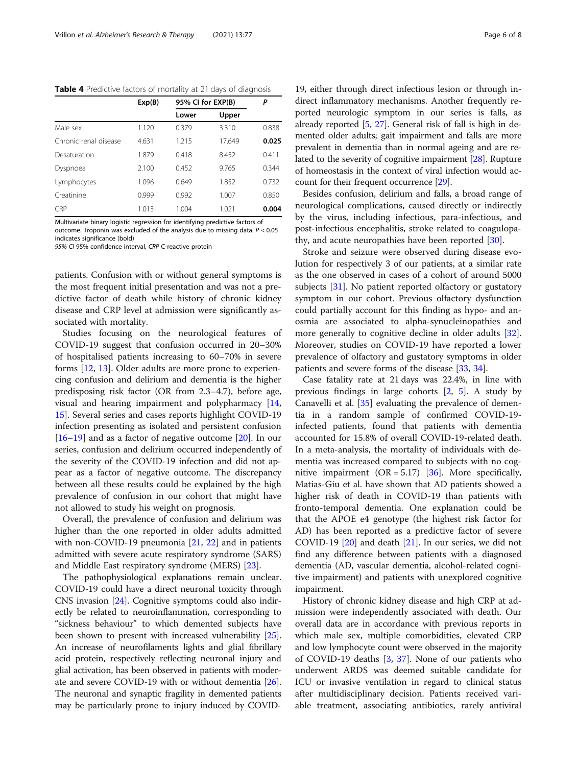**Table 4** Predictive factors of mortality at 21 days of diagnosis

| | Exp(B) | 95% CI for EXP(B) | | P |
|---|---|---|---|---|
| | | Lower | Upper | |
| Male sex | 1.120 | 0.379 | 3.310 | 0.838 |
| Chronic renal disease | 4.631 | 1.215 | 17.649 | **0.025** |
| Desaturation | 1.879 | 0.418 | 8.452 | 0.411 |
| Dyspnoea | 2.100 | 0.452 | 9.765 | 0.344 |
| Lymphocytes | 1.096 | 0.649 | 1.852 | 0.732 |
| Creatinine | 0.999 | 0.992 | 1.007 | 0.850 |
| CRP | 1.013 | 1.004 | 1.021 | **0.004** |

Multivariate binary logistic regression for identifying predictive factors of outcome. Troponin was excluded of the analysis due to missing data. $P < 0.05$ indicates significance (bold)

*95% CI* 95% confidence interval, *CRP* C-reactive protein

patients. Confusion with or without general symptoms is the most frequent initial presentation and was not a predictive factor of death while history of chronic kidney disease and CRP level at admission were significantly associated with mortality.

Studies focusing on the neurological features of COVID-19 suggest that confusion occurred in 20–30% of hospitalised patients increasing to 60–70% in severe forms [12, 13]. Older adults are more prone to experiencing confusion and delirium and dementia is the higher predisposing risk factor (OR from 2.3–4.7), before age, visual and hearing impairment and polypharmacy [14, 15]. Several series and cases reports highlight COVID-19 infection presenting as isolated and persistent confusion [16–19] and as a factor of negative outcome [20]. In our series, confusion and delirium occurred independently of the severity of the COVID-19 infection and did not appear as a factor of negative outcome. The discrepancy between all these results could be explained by the high prevalence of confusion in our cohort that might have not allowed to study his weight on prognosis.

Overall, the prevalence of confusion and delirium was higher than the one reported in older adults admitted with non-COVID-19 pneumonia [21, 22] and in patients admitted with severe acute respiratory syndrome (SARS) and Middle East respiratory syndrome (MERS) [23].

The pathophysiological explanations remain unclear. COVID-19 could have a direct neuronal toxicity through CNS invasion [24]. Cognitive symptoms could also indirectly be related to neuroinflammation, corresponding to "sickness behaviour" to which demented subjects have been shown to present with increased vulnerability [25]. An increase of neurofilaments lights and glial fibrillary acid protein, respectively reflecting neuronal injury and glial activation, has been observed in patients with moderate and severe COVID-19 with or without dementia [26]. The neuronal and synaptic fragility in demented patients may be particularly prone to injury induced by COVID-19, either through direct infectious lesion or through indirect inflammatory mechanisms. Another frequently reported neurologic symptom in our series is falls, as already reported [5, 27]. General risk of fall is high in demented older adults; gait impairment and falls are more prevalent in dementia than in normal ageing and are related to the severity of cognitive impairment [28]. Rupture of homeostasis in the context of viral infection would account for their frequent occurrence [29].

Besides confusion, delirium and falls, a broad range of neurological complications, caused directly or indirectly by the virus, including infectious, para-infectious, and post-infectious encephalitis, stroke related to coagulopathy, and acute neuropathies have been reported [30].

Stroke and seizure were observed during disease evolution for respectively 3 of our patients, at a similar rate as the one observed in cases of a cohort of around 5000 subjects [31]. No patient reported olfactory or gustatory symptom in our cohort. Previous olfactory dysfunction could partially account for this finding as hypo- and anosmia are associated to alpha-synucleinopathies and more generally to cognitive decline in older adults [32]. Moreover, studies on COVID-19 have reported a lower prevalence of olfactory and gustatory symptoms in older patients and severe forms of the disease [33, 34].

Case fatality rate at 21 days was 22.4%, in line with previous findings in large cohorts [2, 5]. A study by Canavelli et al. [35] evaluating the prevalence of dementia in a random sample of confirmed COVID-19-infected patients, found that patients with dementia accounted for 15.8% of overall COVID-19-related death. In a meta-analysis, the mortality of individuals with dementia was increased compared to subjects with no cognitive impairment (OR = 5.17) [36]. More specifically, Matias-Giu et al. have shown that AD patients showed a higher risk of death in COVID-19 than patients with fronto-temporal dementia. One explanation could be that the APOE e4 genotype (the highest risk factor for AD) has been reported as a predictive factor of severe COVID-19 [20] and death [21]. In our series, we did not find any difference between patients with a diagnosed dementia (AD, vascular dementia, alcohol-related cognitive impairment) and patients with unexplored cognitive impairment.

History of chronic kidney disease and high CRP at admission were independently associated with death. Our overall data are in accordance with previous reports in which male sex, multiple comorbidities, elevated CRP and low lymphocyte count were observed in the majority of COVID-19 deaths [3, 37]. None of our patients who underwent ARDS was deemed suitable candidate for ICU or invasive ventilation in regard to clinical status after multidisciplinary decision. Patients received variable treatment, associating antibiotics, rarely antiviral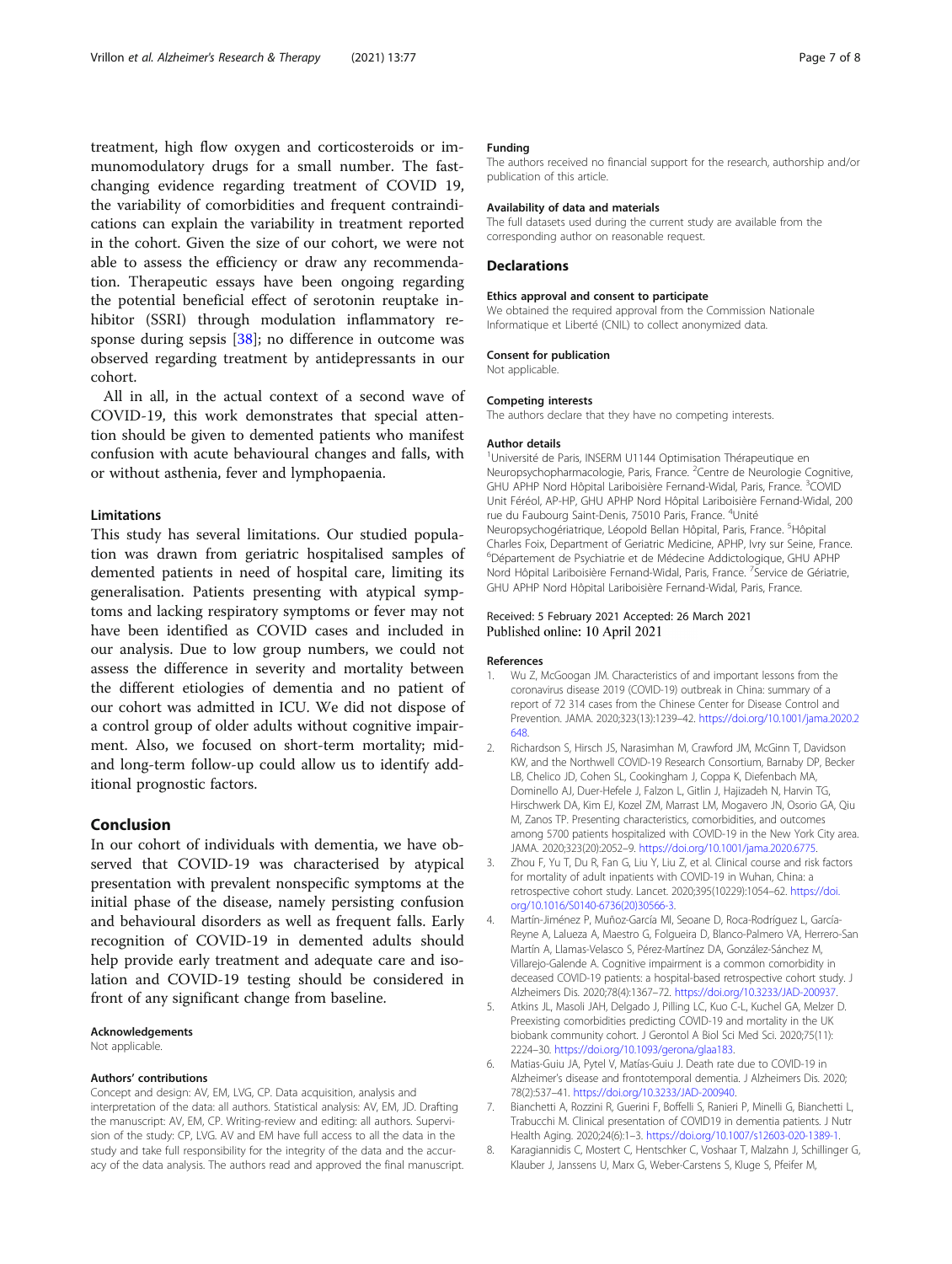treatment, high flow oxygen and corticosteroids or immunomodulatory drugs for a small number. The fast-changing evidence regarding treatment of COVID 19, the variability of comorbidities and frequent contraindications can explain the variability in treatment reported in the cohort. Given the size of our cohort, we were not able to assess the efficiency or draw any recommendation. Therapeutic essays have been ongoing regarding the potential beneficial effect of serotonin reuptake inhibitor (SSRI) through modulation inflammatory response during sepsis [38]; no difference in outcome was observed regarding treatment by antidepressants in our cohort.

All in all, in the actual context of a second wave of COVID-19, this work demonstrates that special attention should be given to demented patients who manifest confusion with acute behavioural changes and falls, with or without asthenia, fever and lymphopaenia.

### Limitations

This study has several limitations. Our studied population was drawn from geriatric hospitalised samples of demented patients in need of hospital care, limiting its generalisation. Patients presenting with atypical symptoms and lacking respiratory symptoms or fever may not have been identified as COVID cases and included in our analysis. Due to low group numbers, we could not assess the difference in severity and mortality between the different etiologies of dementia and no patient of our cohort was admitted in ICU. We did not dispose of a control group of older adults without cognitive impairment. Also, we focused on short-term mortality; mid- and long-term follow-up could allow us to identify additional prognostic factors.

## Conclusion

In our cohort of individuals with dementia, we have observed that COVID-19 was characterised by atypical presentation with prevalent nonspecific symptoms at the initial phase of the disease, namely persisting confusion and behavioural disorders as well as frequent falls. Early recognition of COVID-19 in demented adults should help provide early treatment and adequate care and isolation and COVID-19 testing should be considered in front of any significant change from baseline.

#### Acknowledgements

Not applicable.

#### Authors' contributions

Concept and design: AV, EM, LVG, CP. Data acquisition, analysis and interpretation of the data: all authors. Statistical analysis: AV, EM, JD. Drafting the manuscript: AV, EM, CP. Writing-review and editing: all authors. Supervision of the study: CP, LVG. AV and EM have full access to all the data in the study and take full responsibility for the integrity of the data and the accuracy of the data analysis. The authors read and approved the final manuscript.

#### Funding

The authors received no financial support for the research, authorship and/or publication of this article.

#### Availability of data and materials

The full datasets used during the current study are available from the corresponding author on reasonable request.

### Declarations

#### Ethics approval and consent to participate

We obtained the required approval from the Commission Nationale Informatique et Liberté (CNIL) to collect anonymized data.

#### Consent for publication

Not applicable.

#### Competing interests

The authors declare that they have no competing interests.

#### Author details

[1]Université de Paris, INSERM U1144 Optimisation Thérapeutique en Neuropsychopharmacologie, Paris, France. [2]Centre de Neurologie Cognitive, GHU APHP Nord Hôpital Lariboisière Fernand-Widal, Paris, France. [3]COVID Unit Féréol, AP-HP, GHU APHP Nord Hôpital Lariboisière Fernand-Widal, 200 rue du Faubourg Saint-Denis, 75010 Paris, France. [4]Unité Neuropsychogériatrique, Léopold Bellan Hôpital, Paris, France. [5]Hôpital Charles Foix, Department of Geriatric Medicine, APHP, Ivry sur Seine, France. [6]Département de Psychiatrie et de Médecine Addictologique, GHU APHP Nord Hôpital Lariboisière Fernand-Widal, Paris, France. [7]Service de Gériatrie, GHU APHP Nord Hôpital Lariboisière Fernand-Widal, Paris, France.

Received: 5 February 2021 Accepted: 26 March 2021
Published online: 10 April 2021

#### References

1. Wu Z, McGoogan JM. Characteristics of and important lessons from the coronavirus disease 2019 (COVID-19) outbreak in China: summary of a report of 72 314 cases from the Chinese Center for Disease Control and Prevention. JAMA. 2020;323(13):1239–42. https://doi.org/10.1001/jama.2020.2648.
2. Richardson S, Hirsch JS, Narasimhan M, Crawford JM, McGinn T, Davidson KW, and the Northwell COVID-19 Research Consortium, Barnaby DP, Becker LB, Chelico JD, Cohen SL, Cookingham J, Coppa K, Diefenbach MA, Dominello AJ, Duer-Hefele J, Falzon L, Gitlin J, Hajizadeh N, Harvin TG, Hirschwerk DA, Kim EJ, Kozel ZM, Marrast LM, Mogavero JN, Osorio GA, Qiu M, Zanos TP. Presenting characteristics, comorbidities, and outcomes among 5700 patients hospitalized with COVID-19 in the New York City area. JAMA. 2020;323(20):2052–9. https://doi.org/10.1001/jama.2020.6775.
3. Zhou F, Yu T, Du R, Fan G, Liu Y, Liu Z, et al. Clinical course and risk factors for mortality of adult inpatients with COVID-19 in Wuhan, China: a retrospective cohort study. Lancet. 2020;395(10229):1054–62. https://doi.org/10.1016/S0140-6736(20)30566-3.
4. Martín-Jiménez P, Muñoz-García MI, Seoane D, Roca-Rodríguez L, García-Reyne A, Lalueza A, Maestro G, Folgueira D, Blanco-Palmero VA, Herrero-San Martín A, Llamas-Velasco S, Pérez-Martínez DA, González-Sánchez M, Villarejo-Galende A. Cognitive impairment is a common comorbidity in deceased COVID-19 patients: a hospital-based retrospective cohort study. J Alzheimers Dis. 2020;78(4):1367–72. https://doi.org/10.3233/JAD-200937.
5. Atkins JL, Masoli JAH, Delgado J, Pilling LC, Kuo C-L, Kuchel GA, Melzer D. Preexisting comorbidities predicting COVID-19 and mortality in the UK biobank community cohort. J Gerontol A Biol Sci Med Sci. 2020;75(11):2224–30. https://doi.org/10.1093/gerona/glaa183.
6. Matias-Guiu JA, Pytel V, Matías-Guiu J. Death rate due to COVID-19 in Alzheimer's disease and frontotemporal dementia. J Alzheimers Dis. 2020;78(2):537–41. https://doi.org/10.3233/JAD-200940.
7. Bianchetti A, Rozzini R, Guerini F, Boffelli S, Ranieri P, Minelli G, Bianchetti L, Trabucchi M. Clinical presentation of COVID19 in dementia patients. J Nutr Health Aging. 2020;24(6):1–3. https://doi.org/10.1007/s12603-020-1389-1.
8. Karagiannidis C, Mostert C, Hentschker C, Voshaar T, Malzahn J, Schillinger G, Klauber J, Janssens U, Marx G, Weber-Carstens S, Kluge S, Pfeifer M,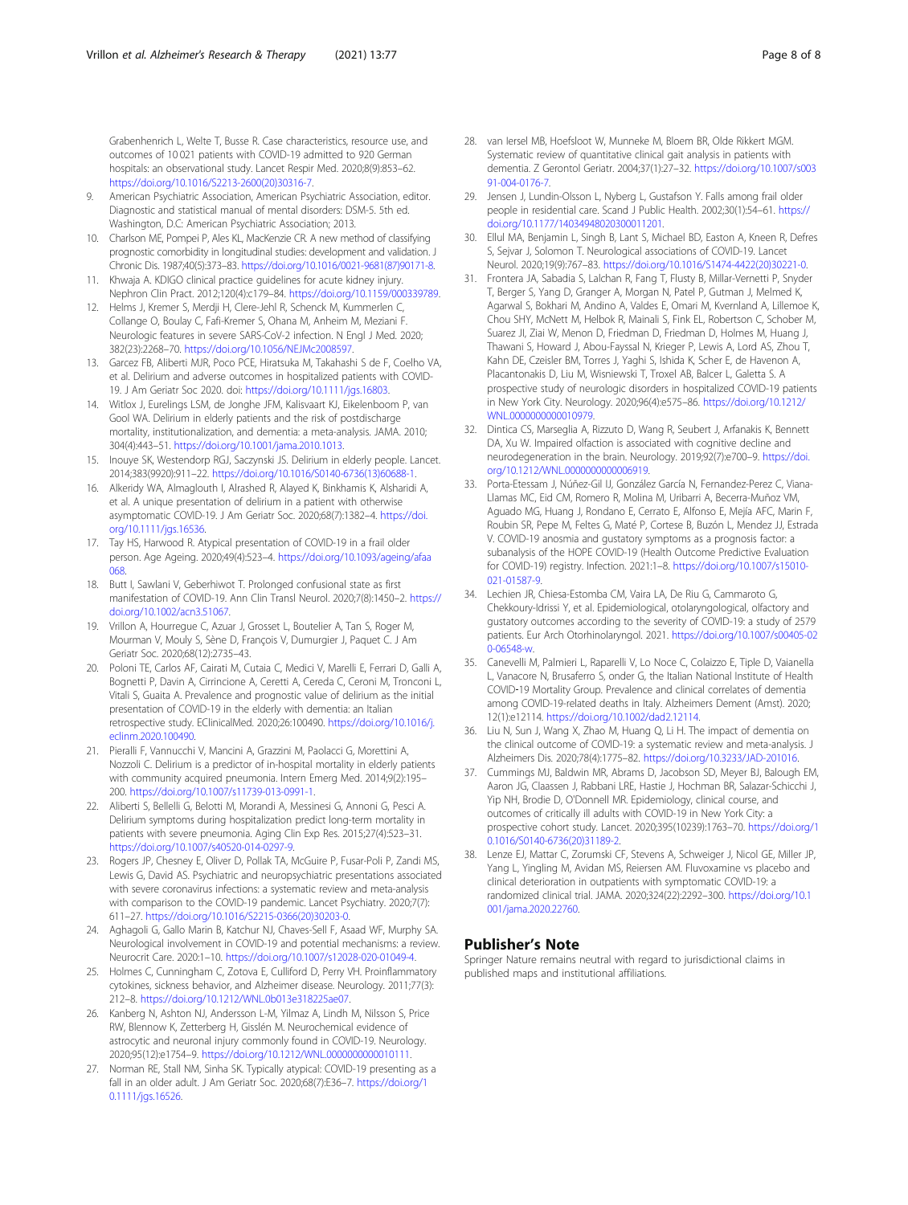Grabenhenrich L, Welte T, Busse R. Case characteristics, resource use, and outcomes of 10 021 patients with COVID-19 admitted to 920 German hospitals: an observational study. Lancet Respir Med. 2020;8(9):853–62. https://doi.org/10.1016/S2213-2600(20)30316-7.

9. American Psychiatric Association, American Psychiatric Association, editor. Diagnostic and statistical manual of mental disorders: DSM-5. 5th ed. Washington, D.C: American Psychiatric Association; 2013.
10. Charlson ME, Pompei P, Ales KL, MacKenzie CR. A new method of classifying prognostic comorbidity in longitudinal studies: development and validation. J Chronic Dis. 1987;40(5):373–83. https://doi.org/10.1016/0021-9681(87)90171-8.
11. Khwaja A. KDIGO clinical practice guidelines for acute kidney injury. Nephron Clin Pract. 2012;120(4):c179–84. https://doi.org/10.1159/000339789.
12. Helms J, Kremer S, Merdji H, Clere-Jehl R, Schenck M, Kummerlen C, Collange O, Boulay C, Fafi-Kremer S, Ohana M, Anheim M, Meziani F. Neurologic features in severe SARS-CoV-2 infection. N Engl J Med. 2020; 382(23):2268–70. https://doi.org/10.1056/NEJMc2008597.
13. Garcez FB, Aliberti MJR, Poco PCE, Hiratsuka M, Takahashi S de F, Coelho VA, et al. Delirium and adverse outcomes in hospitalized patients with COVID-19. J Am Geriatr Soc 2020. doi: https://doi.org/10.1111/jgs.16803.
14. Witlox J, Eurelings LSM, de Jonghe JFM, Kalisvaart KJ, Eikelenboom P, van Gool WA. Delirium in elderly patients and the risk of postdischarge mortality, institutionalization, and dementia: a meta-analysis. JAMA. 2010; 304(4):443–51. https://doi.org/10.1001/jama.2010.1013.
15. Inouye SK, Westendorp RGJ, Saczynski JS. Delirium in elderly people. Lancet. 2014;383(9920):911–22. https://doi.org/10.1016/S0140-6736(13)60688-1.
16. Alkeridy WA, Almaglouth I, Alrashed R, Alayed K, Binkhamis K, Alsharidi A, et al. A unique presentation of delirium in a patient with otherwise asymptomatic COVID-19. J Am Geriatr Soc. 2020;68(7):1382–4. https://doi.org/10.1111/jgs.16536.
17. Tay HS, Harwood R. Atypical presentation of COVID-19 in a frail older person. Age Ageing. 2020;49(4):523–4. https://doi.org/10.1093/ageing/afaa068.
18. Butt I, Sawlani V, Geberhiwot T. Prolonged confusional state as first manifestation of COVID-19. Ann Clin Transl Neurol. 2020;7(8):1450–2. https://doi.org/10.1002/acn3.51067.
19. Vrillon A, Hourregue C, Azuar J, Grosset L, Boutelier A, Tan S, Roger M, Mourman V, Mouly S, Sène D, François V, Dumurgier J, Paquet C. J Am Geriatr Soc. 2020;68(12):2735–43.
20. Poloni TE, Carlos AF, Cairati M, Cutaia C, Medici V, Marelli E, Ferrari D, Galli A, Bognetti P, Davin A, Cirrincione A, Ceretti A, Cereda C, Ceroni M, Tronconi L, Vitali S, Guaita A. Prevalence and prognostic value of delirium as the initial presentation of COVID-19 in the elderly with dementia: an Italian retrospective study. EClinicalMed. 2020;26:100490. https://doi.org/10.1016/j.eclinm.2020.100490.
21. Pieralli F, Vannucchi V, Mancini A, Grazzini M, Paolacci G, Morettini A, Nozzoli C. Delirium is a predictor of in-hospital mortality in elderly patients with community acquired pneumonia. Intern Emerg Med. 2014;9(2):195–200. https://doi.org/10.1007/s11739-013-0991-1.
22. Aliberti S, Bellelli G, Belotti M, Morandi A, Messinesi G, Annoni G, Pesci A. Delirium symptoms during hospitalization predict long-term mortality in patients with severe pneumonia. Aging Clin Exp Res. 2015;27(4):523–31. https://doi.org/10.1007/s40520-014-0297-9.
23. Rogers JP, Chesney E, Oliver D, Pollak TA, McGuire P, Fusar-Poli P, Zandi MS, Lewis G, David AS. Psychiatric and neuropsychiatric presentations associated with severe coronavirus infections: a systematic review and meta-analysis with comparison to the COVID-19 pandemic. Lancet Psychiatry. 2020;7(7): 611–27. https://doi.org/10.1016/S2215-0366(20)30203-0.
24. Aghagoli G, Gallo Marin B, Katchur NJ, Chaves-Sell F, Asaad WF, Murphy SA. Neurological involvement in COVID-19 and potential mechanisms: a review. Neurocrit Care. 2020:1–10. https://doi.org/10.1007/s12028-020-01049-4.
25. Holmes C, Cunningham C, Zotova E, Culliford D, Perry VH. Proinflammatory cytokines, sickness behavior, and Alzheimer disease. Neurology. 2011;77(3): 212–8. https://doi.org/10.1212/WNL.0b013e318225ae07.
26. Kanberg N, Ashton NJ, Andersson L-M, Yilmaz A, Lindh M, Nilsson S, Price RW, Blennow K, Zetterberg H, Gisslén M. Neurochemical evidence of astrocytic and neuronal injury commonly found in COVID-19. Neurology. 2020;95(12):e1754–9. https://doi.org/10.1212/WNL.0000000000010111.
27. Norman RE, Stall NM, Sinha SK. Typically atypical: COVID-19 presenting as a fall in an older adult. J Am Geriatr Soc. 2020;68(7):E36–7. https://doi.org/10.1111/jgs.16526.
28. van Iersel MB, Hoefsloot W, Munneke M, Bloem BR, Olde Rikkert MGM. Systematic review of quantitative clinical gait analysis in patients with dementia. Z Gerontol Geriatr. 2004;37(1):27–32. https://doi.org/10.1007/s00391-004-0176-7.
29. Jensen J, Lundin-Olsson L, Nyberg L, Gustafson Y. Falls among frail older people in residential care. Scand J Public Health. 2002;30(1):54–61. https://doi.org/10.1177/14034948020300011201.
30. Ellul MA, Benjamin L, Singh B, Lant S, Michael BD, Easton A, Kneen R, Defres S, Sejvar J, Solomon T. Neurological associations of COVID-19. Lancet Neurol. 2020;19(9):767–83. https://doi.org/10.1016/S1474-4422(20)30221-0.
31. Frontera JA, Sabadia S, Lalchan R, Fang T, Flusty B, Millar-Vernetti P, Snyder T, Berger S, Yang D, Granger A, Morgan N, Patel P, Gutman J, Melmed K, Agarwal S, Bokhari M, Andino A, Valdes E, Omari M, Kvernland A, Lillemoe K, Chou SHY, McNett M, Helbok R, Mainali S, Fink EL, Robertson C, Schober M, Suarez JI, Ziai W, Menon D, Friedman D, Friedman D, Holmes M, Huang J, Thawani S, Howard J, Abou-Fayssal N, Krieger P, Lewis A, Lord AS, Zhou T, Kahn DE, Czeisler BM, Torres J, Yaghi S, Ishida K, Scher E, de Havenon A, Placantonakis D, Liu M, Wisniewski T, Troxel AB, Balcer L, Galetta S. A prospective study of neurologic disorders in hospitalized COVID-19 patients in New York City. Neurology. 2020;96(4):e575–86. https://doi.org/10.1212/WNL.0000000000010979.
32. Dintica CS, Marseglia A, Rizzuto D, Wang R, Seubert J, Arfanakis K, Bennett DA, Xu W. Impaired olfaction is associated with cognitive decline and neurodegeneration in the brain. Neurology. 2019;92(7):e700–9. https://doi.org/10.1212/WNL.0000000000006919.
33. Porta-Etessam J, Núñez-Gil IJ, González García N, Fernandez-Perez C, Viana-Llamas MC, Eid CM, Romero R, Molina M, Uribarri A, Becerra-Muñoz VM, Aguado MG, Huang J, Rondano E, Cerrato E, Alfonso E, Mejía AFC, Marin F, Roubin SR, Pepe M, Feltes G, Maté P, Cortese B, Buzón L, Mendez JJ, Estrada V. COVID-19 anosmia and gustatory symptoms as a prognosis factor: a subanalysis of the HOPE COVID-19 (Health Outcome Predictive Evaluation for COVID-19) registry. Infection. 2021:1–8. https://doi.org/10.1007/s15010-021-01587-9.
34. Lechien JR, Chiesa-Estomba CM, Vaira LA, De Riu G, Cammaroto G, Chekkoury-Idrissi Y, et al. Epidemiological, otolaryngological, olfactory and gustatory outcomes according to the severity of COVID-19: a study of 2579 patients. Eur Arch Otorhinolaryngol. 2021. https://doi.org/10.1007/s00405-020-06548-w.
35. Canevelli M, Palmieri L, Raparelli V, Lo Noce C, Colaizzo E, Tiple D, Vaianella L, Vanacore N, Brusaferro S, onder G, the Italian National Institute of Health COVID-19 Mortality Group. Prevalence and clinical correlates of dementia among COVID-19-related deaths in Italy. Alzheimers Dement (Amst). 2020; 12(1):e12114. https://doi.org/10.1002/dad2.12114.
36. Liu N, Sun J, Wang X, Zhao M, Huang Q, Li H. The impact of dementia on the clinical outcome of COVID-19: a systematic review and meta-analysis. J Alzheimers Dis. 2020;78(4):1775–82. https://doi.org/10.3233/JAD-201016.
37. Cummings MJ, Baldwin MR, Abrams D, Jacobson SD, Meyer BJ, Balough EM, Aaron JG, Claassen J, Rabbani LRE, Hastie J, Hochman BR, Salazar-Schicchi J, Yip NH, Brodie D, O'Donnell MR. Epidemiology, clinical course, and outcomes of critically ill adults with COVID-19 in New York City: a prospective cohort study. Lancet. 2020;395(10239):1763–70. https://doi.org/10.1016/S0140-6736(20)31189-2.
38. Lenze EJ, Mattar C, Zorumski CF, Stevens A, Schweiger J, Nicol GE, Miller JP, Yang L, Yingling M, Avidan MS, Reiersen AM. Fluvoxamine vs placebo and clinical deterioration in outpatients with symptomatic COVID-19: a randomized clinical trial. JAMA. 2020;324(22):2292–300. https://doi.org/10.1001/jama.2020.22760.

## Publisher's Note

Springer Nature remains neutral with regard to jurisdictional claims in published maps and institutional affiliations.